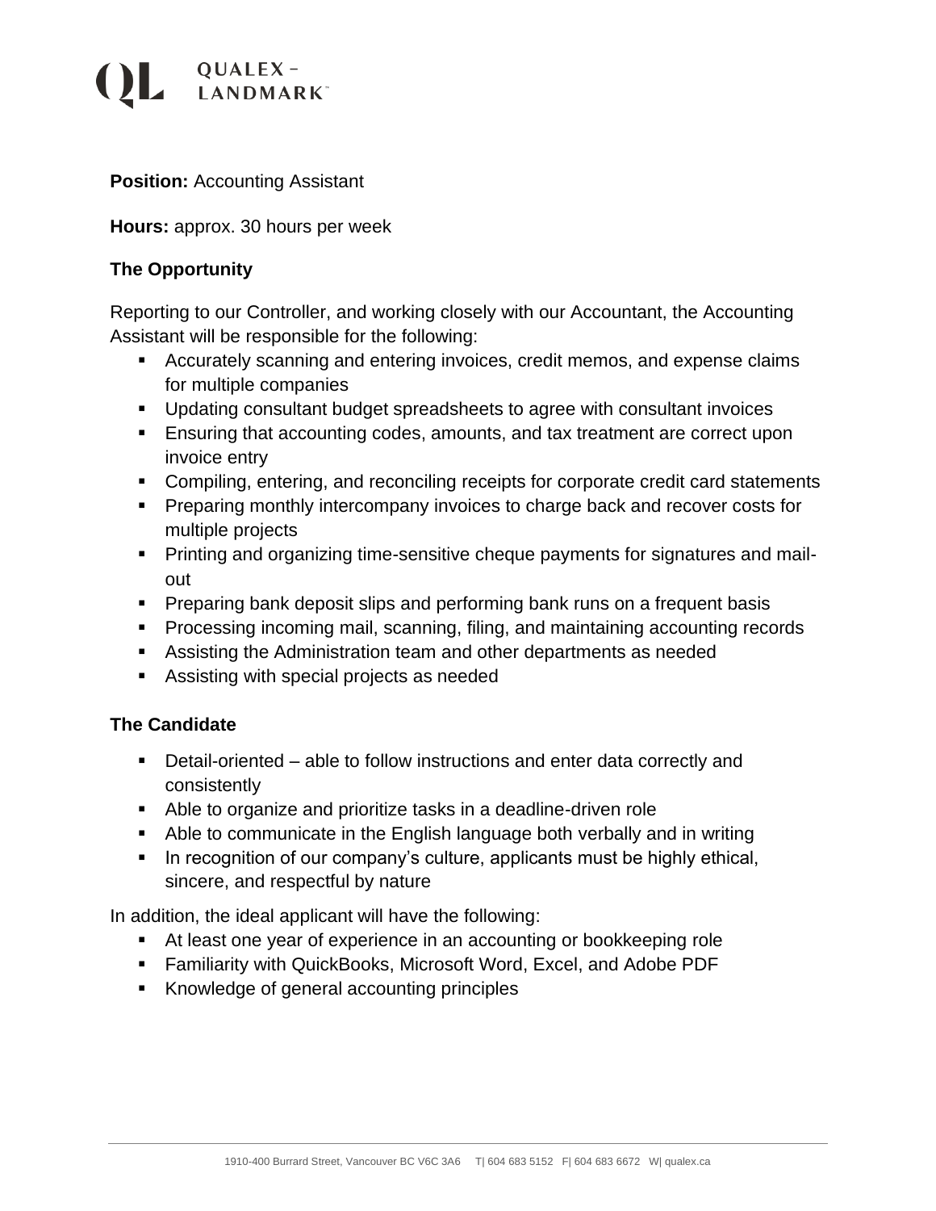QL QUALEX – LANDMARK™

**Position:** Accounting Assistant

**Hours:** approx. 30 hours per week

### The Opportunity

Reporting to our Controller, and working closely with our Accountant, the Accounting Assistant will be responsible for the following:

- Accurately scanning and entering invoices, credit memos, and expense claims for multiple companies
- Updating consultant budget spreadsheets to agree with consultant invoices
- Ensuring that accounting codes, amounts, and tax treatment are correct upon invoice entry
- Compiling, entering, and reconciling receipts for corporate credit card statements
- Preparing monthly intercompany invoices to charge back and recover costs for multiple projects
- Printing and organizing time-sensitive cheque payments for signatures and mail-out
- Preparing bank deposit slips and performing bank runs on a frequent basis
- Processing incoming mail, scanning, filing, and maintaining accounting records
- Assisting the Administration team and other departments as needed
- Assisting with special projects as needed

### The Candidate

- Detail-oriented – able to follow instructions and enter data correctly and consistently
- Able to organize and prioritize tasks in a deadline-driven role
- Able to communicate in the English language both verbally and in writing
- In recognition of our company's culture, applicants must be highly ethical, sincere, and respectful by nature

In addition, the ideal applicant will have the following:

- At least one year of experience in an accounting or bookkeeping role
- Familiarity with QuickBooks, Microsoft Word, Excel, and Adobe PDF
- Knowledge of general accounting principles

1910-400 Burrard Street, Vancouver BC V6C 3A6 T| 604 683 5152 F| 604 683 6672 W| qualex.ca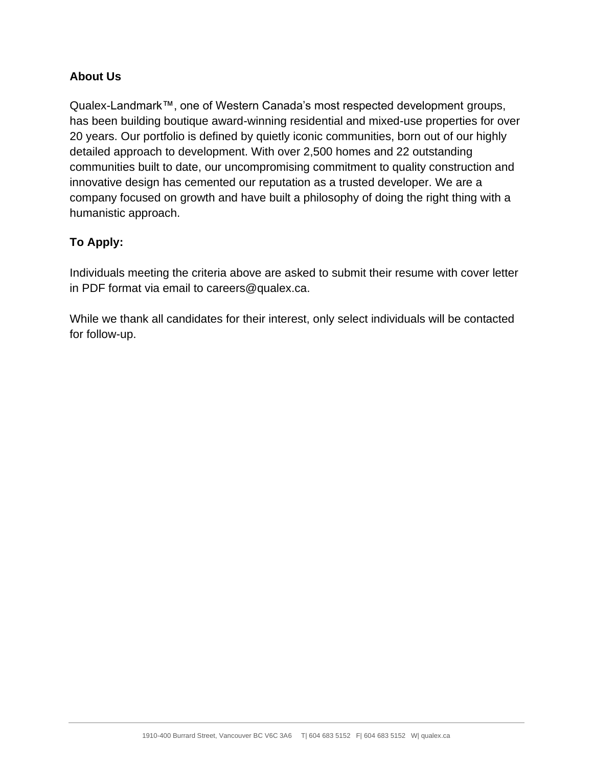## About Us

Qualex-Landmark™, one of Western Canada's most respected development groups, has been building boutique award-winning residential and mixed-use properties for over 20 years. Our portfolio is defined by quietly iconic communities, born out of our highly detailed approach to development. With over 2,500 homes and 22 outstanding communities built to date, our uncompromising commitment to quality construction and innovative design has cemented our reputation as a trusted developer. We are a company focused on growth and have built a philosophy of doing the right thing with a humanistic approach.

## To Apply:

Individuals meeting the criteria above are asked to submit their resume with cover letter in PDF format via email to careers@qualex.ca.

While we thank all candidates for their interest, only select individuals will be contacted for follow-up.

1910-400 Burrard Street, Vancouver BC V6C 3A6 T| 604 683 5152 F| 604 683 5152 W| qualex.ca